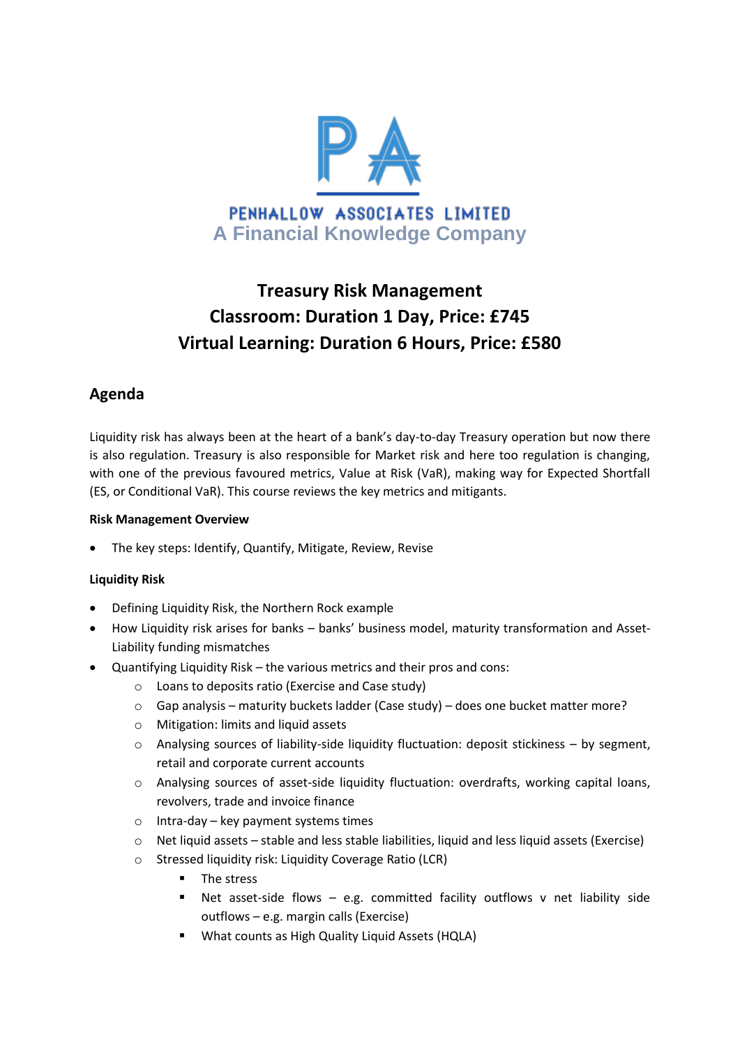PENHALLOW ASSOCIATES LIMITED

A Financial Knowledge Company

# Treasury Risk Management
# Classroom: Duration 1 Day, Price: £745
# Virtual Learning: Duration 6 Hours, Price: £580

## Agenda

Liquidity risk has always been at the heart of a bank's day-to-day Treasury operation but now there is also regulation. Treasury is also responsible for Market risk and here too regulation is changing, with one of the previous favoured metrics, Value at Risk (VaR), making way for Expected Shortfall (ES, or Conditional VaR). This course reviews the key metrics and mitigants.

**Risk Management Overview**

- The key steps: Identify, Quantify, Mitigate, Review, Revise

**Liquidity Risk**

- Defining Liquidity Risk, the Northern Rock example
- How Liquidity risk arises for banks – banks' business model, maturity transformation and Asset-Liability funding mismatches
- Quantifying Liquidity Risk – the various metrics and their pros and cons:
  - Loans to deposits ratio (Exercise and Case study)
  - Gap analysis – maturity buckets ladder (Case study) – does one bucket matter more?
  - Mitigation: limits and liquid assets
  - Analysing sources of liability-side liquidity fluctuation: deposit stickiness – by segment, retail and corporate current accounts
  - Analysing sources of asset-side liquidity fluctuation: overdrafts, working capital loans, revolvers, trade and invoice finance
  - Intra-day – key payment systems times
  - Net liquid assets – stable and less stable liabilities, liquid and less liquid assets (Exercise)
  - Stressed liquidity risk: Liquidity Coverage Ratio (LCR)
    - The stress
    - Net asset-side flows – e.g. committed facility outflows v net liability side outflows – e.g. margin calls (Exercise)
    - What counts as High Quality Liquid Assets (HQLA)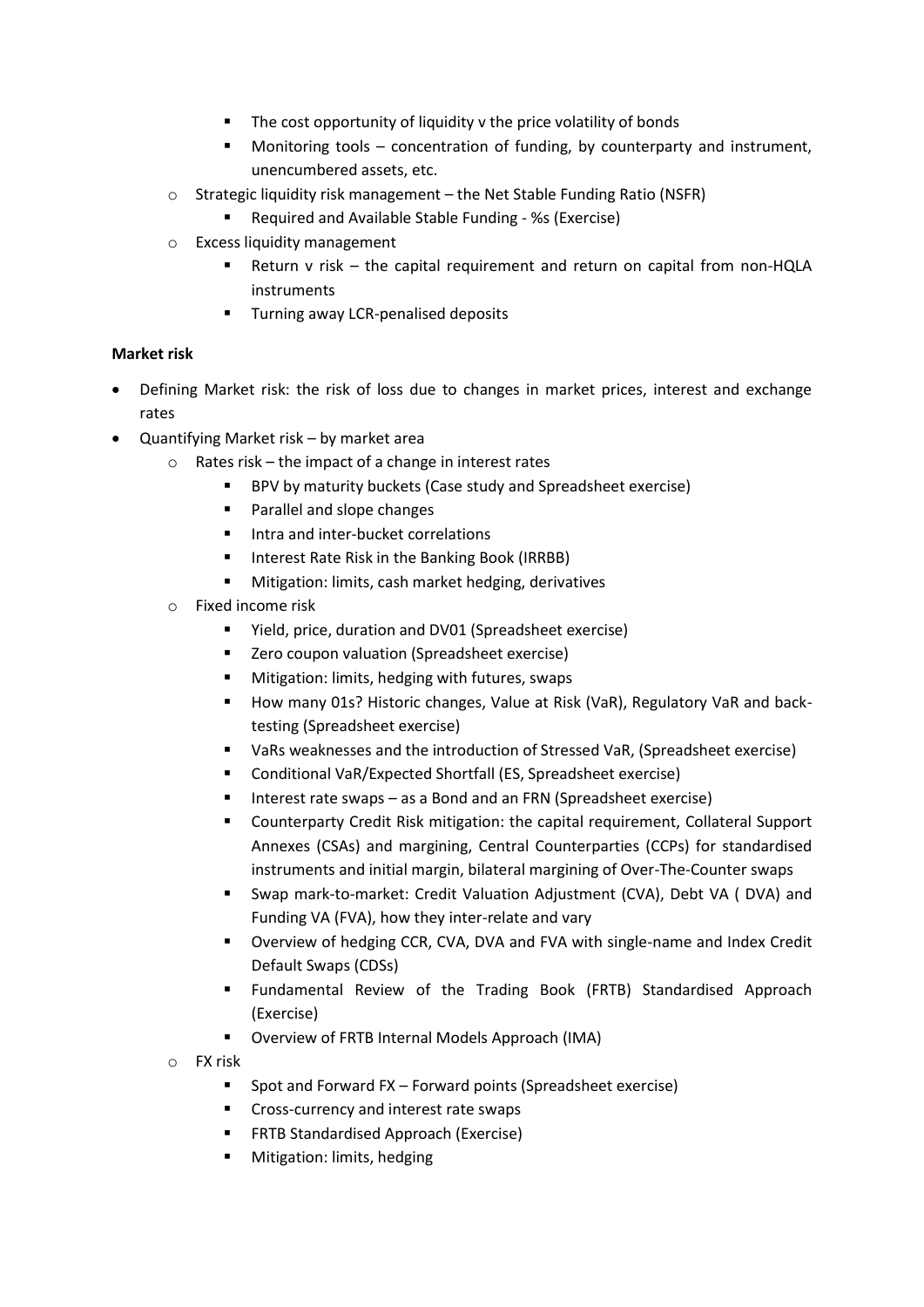- The cost opportunity of liquidity v the price volatility of bonds
    - Monitoring tools – concentration of funding, by counterparty and instrument, unencumbered assets, etc.
  - Strategic liquidity risk management – the Net Stable Funding Ratio (NSFR)
    - Required and Available Stable Funding - %s (Exercise)
  - Excess liquidity management
    - Return v risk – the capital requirement and return on capital from non-HQLA instruments
    - Turning away LCR-penalised deposits

**Market risk**

- Defining Market risk: the risk of loss due to changes in market prices, interest and exchange rates
- Quantifying Market risk – by market area
  - Rates risk – the impact of a change in interest rates
    - BPV by maturity buckets (Case study and Spreadsheet exercise)
    - Parallel and slope changes
    - Intra and inter-bucket correlations
    - Interest Rate Risk in the Banking Book (IRRBB)
    - Mitigation: limits, cash market hedging, derivatives
  - Fixed income risk
    - Yield, price, duration and DV01 (Spreadsheet exercise)
    - Zero coupon valuation (Spreadsheet exercise)
    - Mitigation: limits, hedging with futures, swaps
    - How many 01s? Historic changes, Value at Risk (VaR), Regulatory VaR and back-testing (Spreadsheet exercise)
    - VaRs weaknesses and the introduction of Stressed VaR, (Spreadsheet exercise)
    - Conditional VaR/Expected Shortfall (ES, Spreadsheet exercise)
    - Interest rate swaps – as a Bond and an FRN (Spreadsheet exercise)
    - Counterparty Credit Risk mitigation: the capital requirement, Collateral Support Annexes (CSAs) and margining, Central Counterparties (CCPs) for standardised instruments and initial margin, bilateral margining of Over-The-Counter swaps
    - Swap mark-to-market: Credit Valuation Adjustment (CVA), Debt VA ( DVA) and Funding VA (FVA), how they inter-relate and vary
    - Overview of hedging CCR, CVA, DVA and FVA with single-name and Index Credit Default Swaps (CDSs)
    - Fundamental Review of the Trading Book (FRTB) Standardised Approach (Exercise)
    - Overview of FRTB Internal Models Approach (IMA)
  - FX risk
    - Spot and Forward FX – Forward points (Spreadsheet exercise)
    - Cross-currency and interest rate swaps
    - FRTB Standardised Approach (Exercise)
    - Mitigation: limits, hedging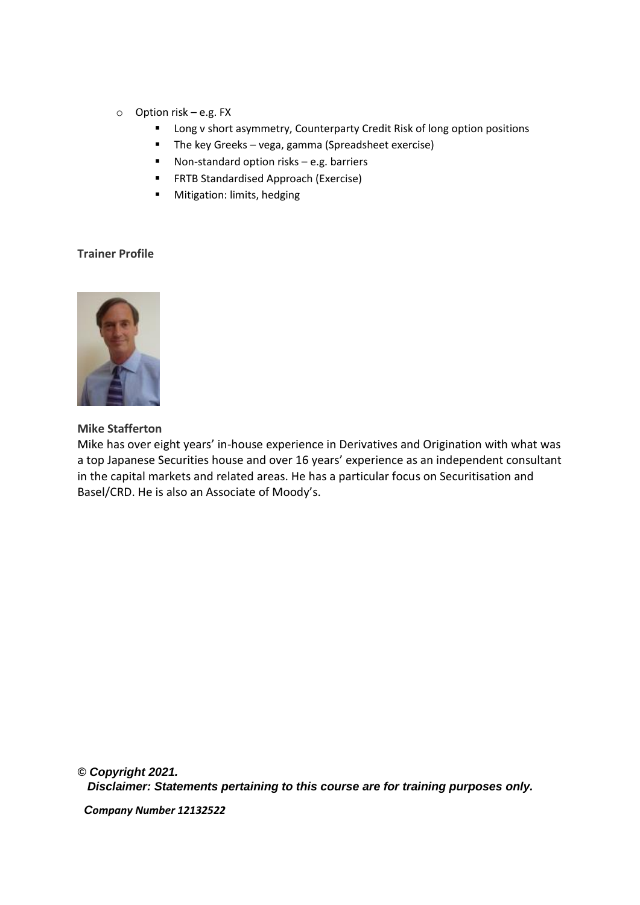- Option risk – e.g. FX
  - Long v short asymmetry, Counterparty Credit Risk of long option positions
  - The key Greeks – vega, gamma (Spreadsheet exercise)
  - Non-standard option risks – e.g. barriers
  - FRTB Standardised Approach (Exercise)
  - Mitigation: limits, hedging

**Trainer Profile**

**Mike Stafferton**

Mike has over eight years' in-house experience in Derivatives and Origination with what was a top Japanese Securities house and over 16 years' experience as an independent consultant in the capital markets and related areas. He has a particular focus on Securitisation and Basel/CRD. He is also an Associate of Moody's.

***© Copyright 2021.***

***Disclaimer: Statements pertaining to this course are for training purposes only.***

***Company Number 12132522***